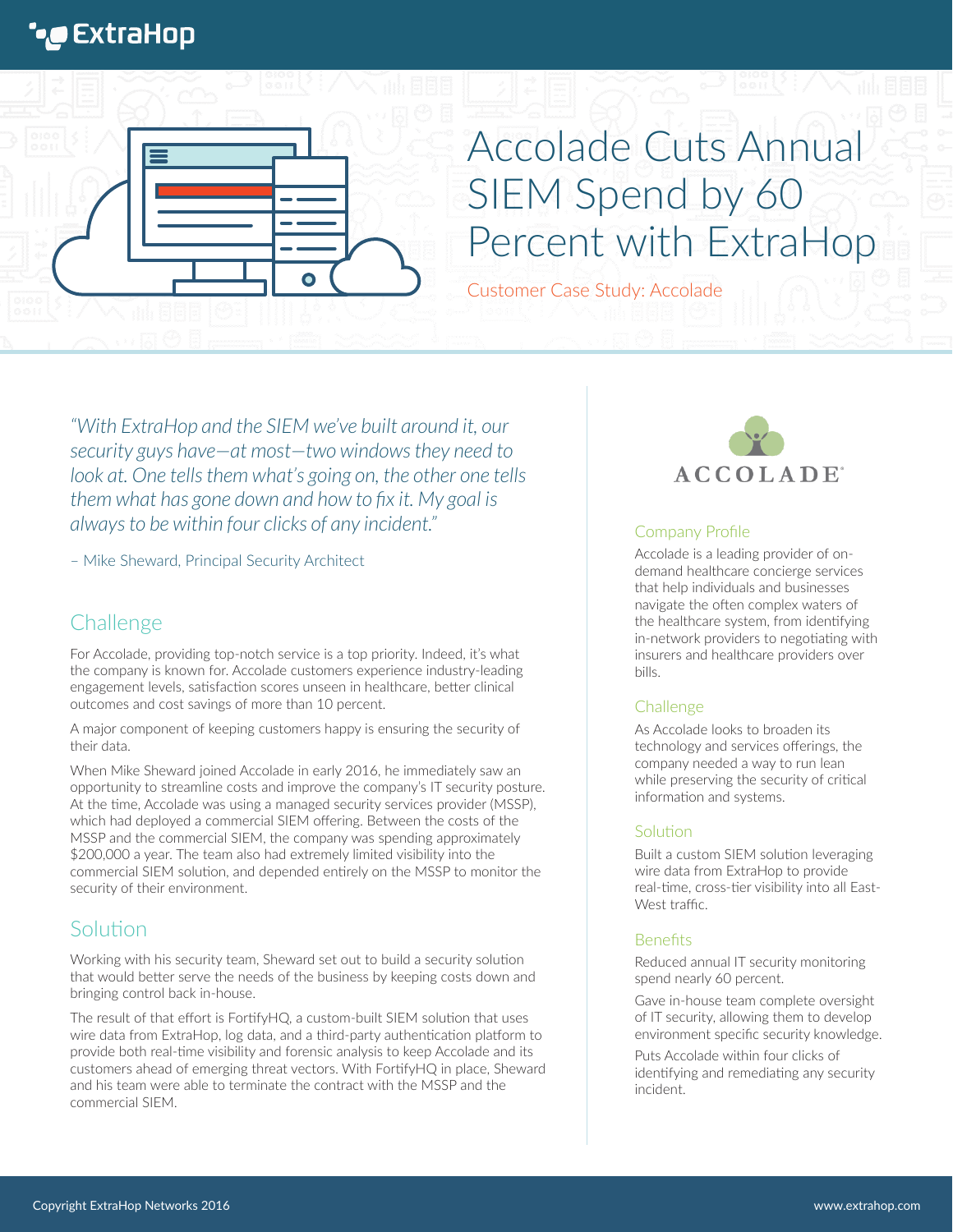# Accolade Cuts Annual SIEM Spend by 60 Percent with ExtraHop

Customer Case Study: Accolade

*"With ExtraHop and the SIEM we've built around it, our security guys have—at most—two windows they need to look at. One tells them what's going on, the other one tells them what has gone down and how to fix it. My goal is always to be within four clicks of any incident."*

– Mike Sheward, Principal Security Architect

## Challenge

For Accolade, providing top-notch service is a top priority. Indeed, it's what the company is known for. Accolade customers experience industry-leading engagement levels, satisfaction scores unseen in healthcare, better clinical outcomes and cost savings of more than 10 percent.

A major component of keeping customers happy is ensuring the security of their data.

When Mike Sheward joined Accolade in early 2016, he immediately saw an opportunity to streamline costs and improve the company's IT security posture. At the time, Accolade was using a managed security services provider (MSSP), which had deployed a commercial SIEM offering. Between the costs of the MSSP and the commercial SIEM, the company was spending approximately $200,000 a year. The team also had extremely limited visibility into the commercial SIEM solution, and depended entirely on the MSSP to monitor the security of their environment.

## Solution

Working with his security team, Sheward set out to build a security solution that would better serve the needs of the business by keeping costs down and bringing control back in-house.

The result of that effort is FortifyHQ, a custom-built SIEM solution that uses wire data from ExtraHop, log data, and a third-party authentication platform to provide both real-time visibility and forensic analysis to keep Accolade and its customers ahead of emerging threat vectors. With FortifyHQ in place, Sheward and his team were able to terminate the contract with the MSSP and the commercial SIEM.

ACCOLADE

### Company Profile

Accolade is a leading provider of on-demand healthcare concierge services that help individuals and businesses navigate the often complex waters of the healthcare system, from identifying in-network providers to negotiating with insurers and healthcare providers over bills.

### Challenge

As Accolade looks to broaden its technology and services offerings, the company needed a way to run lean while preserving the security of critical information and systems.

### Solution

Built a custom SIEM solution leveraging wire data from ExtraHop to provide real-time, cross-tier visibility into all East-West traffic.

### Benefits

Reduced annual IT security monitoring spend nearly 60 percent.

Gave in-house team complete oversight of IT security, allowing them to develop environment specific security knowledge.

Puts Accolade within four clicks of identifying and remediating any security incident.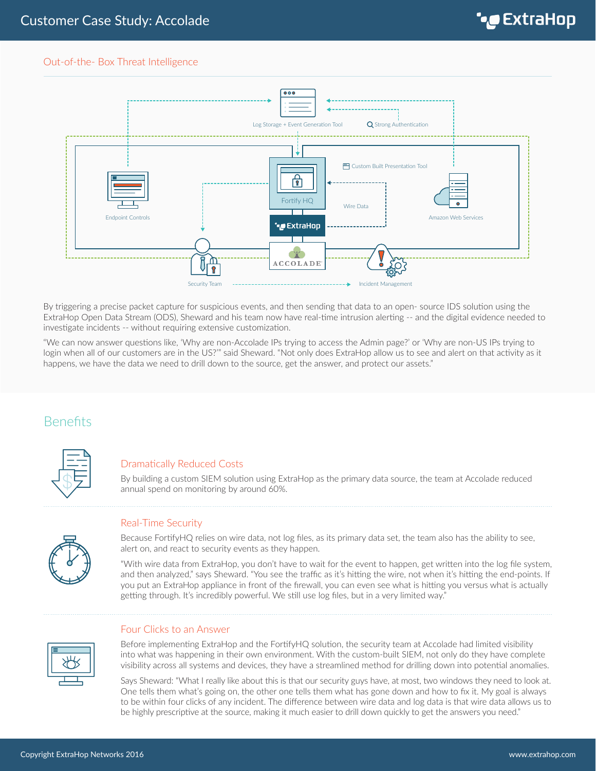# Customer Case Study: Accolade

## Out-of-the- Box Threat Intelligence

Log Storage + Event Generation Tool

Strong Authentication

Custom Built Presentation Tool

Endpoint Controls

Fortify HQ

Wire Data

Amazon Web Services

ExtraHop

ACCOLADE

Security Team

Incident Management

By triggering a precise packet capture for suspicious events, and then sending that data to an open- source IDS solution using the ExtraHop Open Data Stream (ODS), Sheward and his team now have real-time intrusion alerting -- and the digital evidence needed to investigate incidents -- without requiring extensive customization.

"We can now answer questions like, 'Why are non-Accolade IPs trying to access the Admin page?' or 'Why are non-US IPs trying to login when all of our customers are in the US?'" said Sheward. "Not only does ExtraHop allow us to see and alert on that activity as it happens, we have the data we need to drill down to the source, get the answer, and protect our assets."

## Benefits

### Dramatically Reduced Costs

By building a custom SIEM solution using ExtraHop as the primary data source, the team at Accolade reduced annual spend on monitoring by around 60%.

### Real-Time Security

Because FortifyHQ relies on wire data, not log files, as its primary data set, the team also has the ability to see, alert on, and react to security events as they happen.

"With wire data from ExtraHop, you don't have to wait for the event to happen, get written into the log file system, and then analyzed," says Sheward. "You see the traffic as it's hitting the wire, not when it's hitting the end-points. If you put an ExtraHop appliance in front of the firewall, you can even see what is hitting you versus what is actually getting through. It's incredibly powerful. We still use log files, but in a very limited way."

### Four Clicks to an Answer

Before implementing ExtraHop and the FortifyHQ solution, the security team at Accolade had limited visibility into what was happening in their own environment. With the custom-built SIEM, not only do they have complete visibility across all systems and devices, they have a streamlined method for drilling down into potential anomalies.

Says Sheward: "What I really like about this is that our security guys have, at most, two windows they need to look at. One tells them what's going on, the other one tells them what has gone down and how to fix it. My goal is always to be within four clicks of any incident. The difference between wire data and log data is that wire data allows us to be highly prescriptive at the source, making it much easier to drill down quickly to get the answers you need."

Copyright ExtraHop Networks 2016

www.extrahop.com